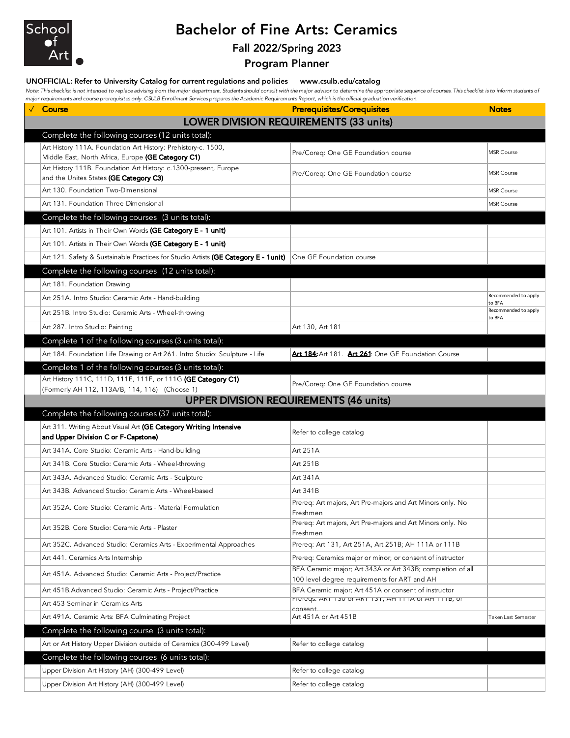School of Art

# Bachelor of Fine Arts: Ceramics

## Fall 2022/Spring 2023

## Program Planner

**UNOFFICIAL: Refer to University Catalog for current regulations and policies www.csulb.edu/catalog**

*Note: This checklist is not intended to replace advising from the major department. Students should consult with the major advisor to determine the appropriate sequence of courses. This checklist is to inform students of major requirements and course prerequisites only. CSULB Enrollment Services prepares the Academic Requirements Report, which is the official graduation verification.*

| ✓ | Course | Prerequisites/Corequisites | Notes |
|---|---|---|---|
| | **LOWER DIVISION REQUIREMENTS (33 units)** | | |
| | Complete the following courses (12 units total): | | |
| | Art History 111A. Foundation Art History: Prehistory-c. 1500, Middle East, North Africa, Europe **(GE Category C1)** | Pre/Coreq: One GE Foundation course | MSR Course |
| | Art History 111B. Foundation Art History: c.1300-present, Europe and the Unites States **(GE Category C3)** | Pre/Coreq: One GE Foundation course | MSR Course |
| | Art 130. Foundation Two-Dimensional | | MSR Course |
| | Art 131. Foundation Three Dimensional | | MSR Course |
| | Complete the following courses (3 units total): | | |
| | Art 101. Artists in Their Own Words **(GE Category E - 1 unit)** | | |
| | Art 101. Artists in Their Own Words **(GE Category E - 1 unit)** | | |
| | Art 121. Safety & Sustainable Practices for Studio Artists **(GE Category E - 1unit)** | One GE Foundation course | |
| | Complete the following courses (12 units total): | | |
| | Art 181. Foundation Drawing | | |
| | Art 251A. Intro Studio: Ceramic Arts - Hand-building | | Recommended to apply to BFA |
| | Art 251B. Intro Studio: Ceramic Arts - Wheel-throwing | | Recommended to apply to BFA |
| | Art 287. Intro Studio: Painting | Art 130, Art 181 | |
| | Complete 1 of the following courses (3 units total): | | |
| | Art 184. Foundation Life Drawing or Art 261. Intro Studio: Sculpture - Life | **Art 184:** Art 181. **Art 261**: One GE Foundation Course | |
| | Complete 1 of the following courses (3 units total): | | |
| | Art History 111C, 111D, 111E, 111F, or 111G **(GE Category C1)** (Formerly AH 112, 113A/B, 114, 116) (Choose 1) | Pre/Coreq: One GE Foundation course | |
| | **UPPER DIVISION REQUIREMENTS (46 units)** | | |
| | Complete the following courses (37 units total): | | |
| | Art 311. Writing About Visual Art **(GE Category Writing Intensive and Upper Division C or F-Capstone)** | Refer to college catalog | |
| | Art 341A. Core Studio: Ceramic Arts - Hand-building | Art 251A | |
| | Art 341B. Core Studio: Ceramic Arts - Wheel-throwing | Art 251B | |
| | Art 343A. Advanced Studio: Ceramic Arts - Sculpture | Art 341A | |
| | Art 343B. Advanced Studio: Ceramic Arts - Wheel-based | Art 341B | |
| | Art 352A. Core Studio: Ceramic Arts - Material Formulation | Prereq: Art majors, Art Pre-majors and Art Minors only. No Freshmen | |
| | Art 352B. Core Studio: Ceramic Arts - Plaster | Prereq: Art majors, Art Pre-majors and Art Minors only. No Freshmen | |
| | Art 352C. Advanced Studio: Ceramics Arts - Experimental Approaches | Prereq: Art 131, Art 251A, Art 251B; AH 111A or 111B | |
| | Art 441. Ceramics Arts Internship | Prereq: Ceramics major or minor; or consent of instructor | |
| | Art 451A. Advanced Studio: Ceramic Arts - Project/Practice | BFA Ceramic major; Art 343A or Art 343B; completion of all 100 level degree requirements for ART and AH | |
| | Art 451B.Advanced Studio: Ceramic Arts - Project/Practice | BFA Ceramic major; Art 451A or consent of instructor | |
| | Art 453 Seminar in Ceramics Arts | Prereqs: ART 130 or ART 131; AH 111A or AH 111B, or consent | |
| | Art 491A. Ceramic Arts: BFA Culminating Project | Art 451A or Art 451B | Taken Last Semester |
| | Complete the following course (3 units total): | | |
| | Art or Art History Upper Division outside of Ceramics (300-499 Level) | Refer to college catalog | |
| | Complete the following courses (6 units total): | | |
| | Upper Division Art History (AH) (300-499 Level) | Refer to college catalog | |
| | Upper Division Art History (AH) (300-499 Level) | Refer to college catalog | |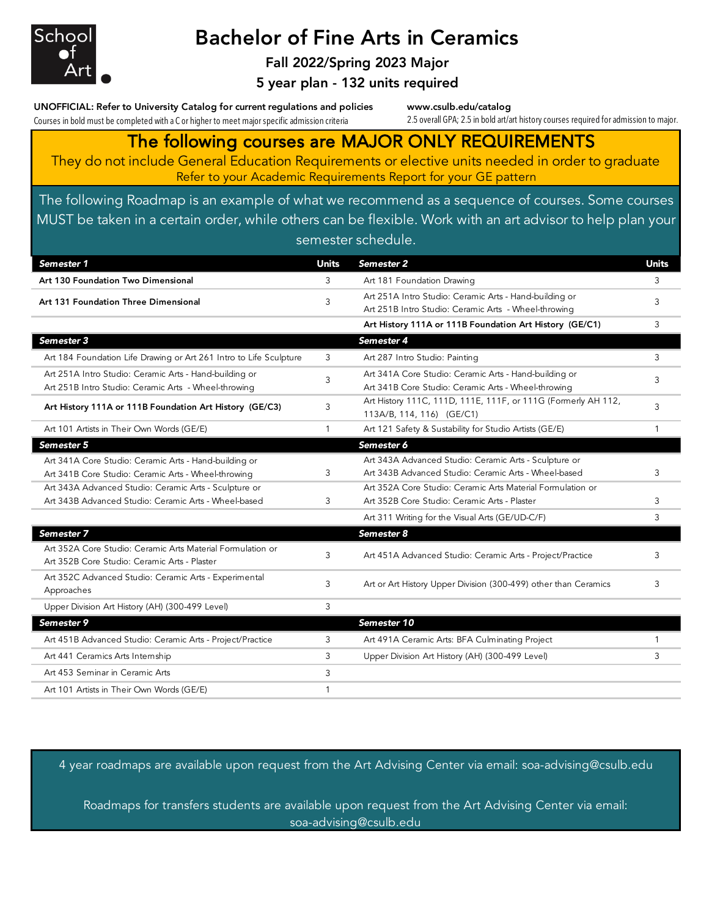School of Art

# Bachelor of Fine Arts in Ceramics

## Fall 2022/Spring 2023 Major

## 5 year plan - 132 units required

**UNOFFICIAL: Refer to University Catalog for current regulations and policies**
Courses in bold must be completed with a C or higher to meet major specific admission criteria

**www.csulb.edu/catalog**
2.5 overall GPA; 2.5 in bold art/art history courses required for admission to major.

## The following courses are MAJOR ONLY REQUIREMENTS

They do not include General Education Requirements or elective units needed in order to graduate
Refer to your Academic Requirements Report for your GE pattern

The following Roadmap is an example of what we recommend as a sequence of courses. Some courses MUST be taken in a certain order, while others can be flexible. Work with an art advisor to help plan your semester schedule.

| ***Semester 1*** | **Units** | ***Semester 2*** | **Units** |
|---|---|---|---|
| **Art 130 Foundation Two Dimensional** | 3 | Art 181 Foundation Drawing | 3 |
| **Art 131 Foundation Three Dimensional** | 3 | Art 251A Intro Studio: Ceramic Arts - Hand-building or Art 251B Intro Studio: Ceramic Arts - Wheel-throwing | 3 |
| | | **Art History 111A or 111B Foundation Art History (GE/C1)** | 3 |
| ***Semester 3*** | | ***Semester 4*** | |
| Art 184 Foundation Life Drawing or Art 261 Intro to Life Sculpture | 3 | Art 287 Intro Studio: Painting | 3 |
| Art 251A Intro Studio: Ceramic Arts - Hand-building or Art 251B Intro Studio: Ceramic Arts - Wheel-throwing | 3 | Art 341A Core Studio: Ceramic Arts - Hand-building or Art 341B Core Studio: Ceramic Arts - Wheel-throwing | 3 |
| **Art History 111A or 111B Foundation Art History (GE/C3)** | 3 | Art History 111C, 111D, 111E, 111F, or 111G (Formerly AH 112, 113A/B, 114, 116) (GE/C1) | 3 |
| Art 101 Artists in Their Own Words (GE/E) | 1 | Art 121 Safety & Sustability for Studio Artists (GE/E) | 1 |
| ***Semester 5*** | | ***Semester 6*** | |
| Art 341A Core Studio: Ceramic Arts - Hand-building or Art 341B Core Studio: Ceramic Arts - Wheel-throwing | 3 | Art 343A Advanced Studio: Ceramic Arts - Sculpture or Art 343B Advanced Studio: Ceramic Arts - Wheel-based | 3 |
| Art 343A Advanced Studio: Ceramic Arts - Sculpture or Art 343B Advanced Studio: Ceramic Arts - Wheel-based | 3 | Art 352A Core Studio: Ceramic Arts Material Formulation or Art 352B Core Studio: Ceramic Arts - Plaster | 3 |
| | | Art 311 Writing for the Visual Arts (GE/UD-C/F) | 3 |
| ***Semester 7*** | | ***Semester 8*** | |
| Art 352A Core Studio: Ceramic Arts Material Formulation or Art 352B Core Studio: Ceramic Arts - Plaster | 3 | Art 451A Advanced Studio: Ceramic Arts - Project/Practice | 3 |
| Art 352C Advanced Studio: Ceramic Arts - Experimental Approaches | 3 | Art or Art History Upper Division (300-499) other than Ceramics | 3 |
| Upper Division Art History (AH) (300-499 Level) | 3 | | |
| ***Semester 9*** | | ***Semester 10*** | |
| Art 451B Advanced Studio: Ceramic Arts - Project/Practice | 3 | Art 491A Ceramic Arts: BFA Culminating Project | 1 |
| Art 441 Ceramics Arts Internship | 3 | Upper Division Art History (AH) (300-499 Level) | 3 |
| Art 453 Seminar in Ceramic Arts | 3 | | |
| Art 101 Artists in Their Own Words (GE/E) | 1 | | |

4 year roadmaps are available upon request from the Art Advising Center via email: soa-advising@csulb.edu

Roadmaps for transfers students are available upon request from the Art Advising Center via email: soa-advising@csulb.edu